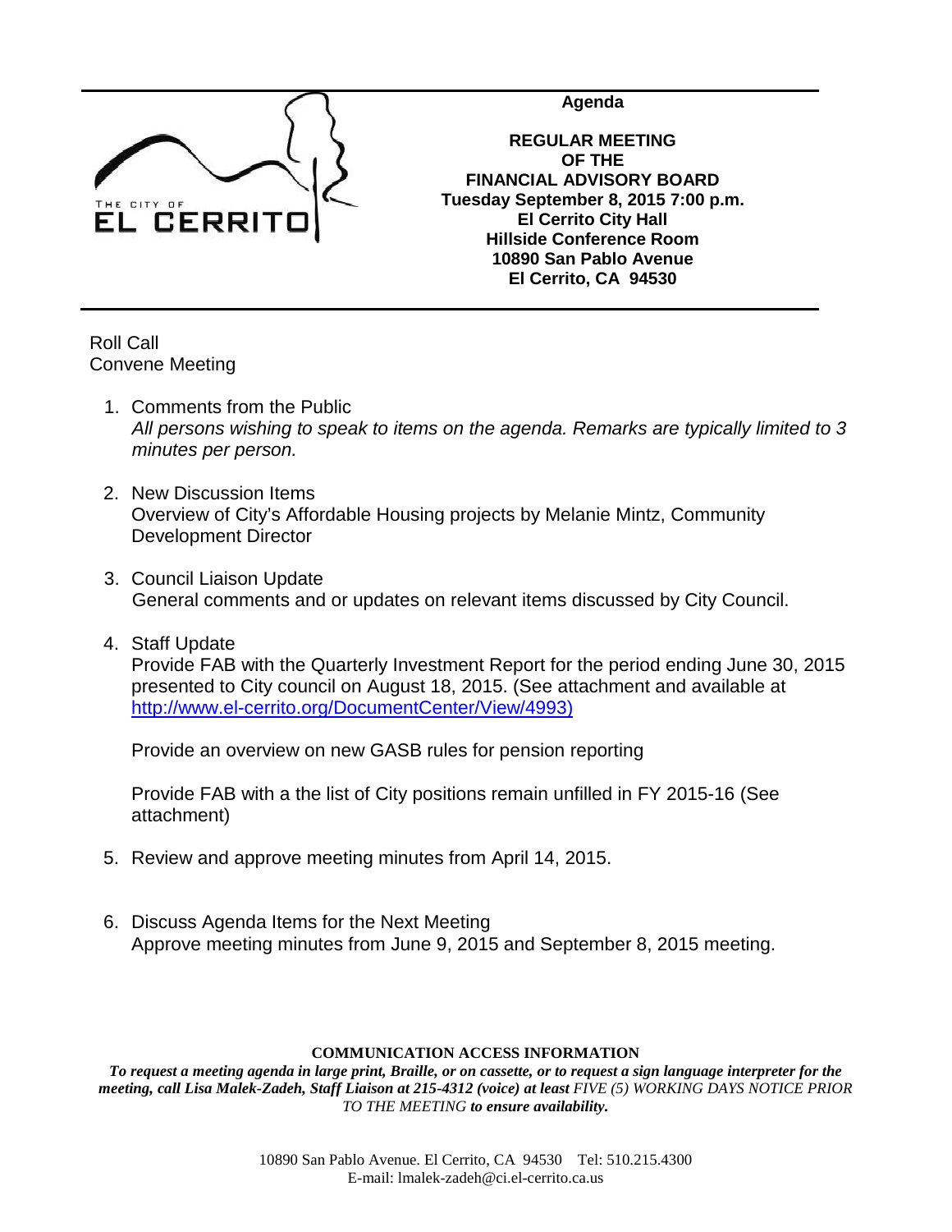THE CITY OF EL CERRITO

**Agenda**

**REGULAR MEETING**
**OF THE**
**FINANCIAL ADVISORY BOARD**
**Tuesday September 8, 2015 7:00 p.m.**
**El Cerrito City Hall**
**Hillside Conference Room**
**10890 San Pablo Avenue**
**El Cerrito, CA 94530**

Roll Call
Convene Meeting

1. Comments from the Public
   *All persons wishing to speak to items on the agenda. Remarks are typically limited to 3 minutes per person.*

2. New Discussion Items
   Overview of City's Affordable Housing projects by Melanie Mintz, Community Development Director

3. Council Liaison Update
   General comments and or updates on relevant items discussed by City Council.

4. Staff Update
   Provide FAB with the Quarterly Investment Report for the period ending June 30, 2015 presented to City council on August 18, 2015. (See attachment and available at http://www.el-cerrito.org/DocumentCenter/View/4993)

   Provide an overview on new GASB rules for pension reporting

   Provide FAB with a the list of City positions remain unfilled in FY 2015-16 (See attachment)

5. Review and approve meeting minutes from April 14, 2015.

6. Discuss Agenda Items for the Next Meeting
   Approve meeting minutes from June 9, 2015 and September 8, 2015 meeting.

**COMMUNICATION ACCESS INFORMATION**

***To request a meeting agenda in large print, Braille, or on cassette, or to request a sign language interpreter for the meeting, call Lisa Malek-Zadeh, Staff Liaison at 215-4312 (voice) at least*** *FIVE (5) WORKING DAYS NOTICE PRIOR TO THE MEETING* ***to ensure availability.***

10890 San Pablo Avenue. El Cerrito, CA 94530 Tel: 510.215.4300
E-mail: lmalek-zadeh@ci.el-cerrito.ca.us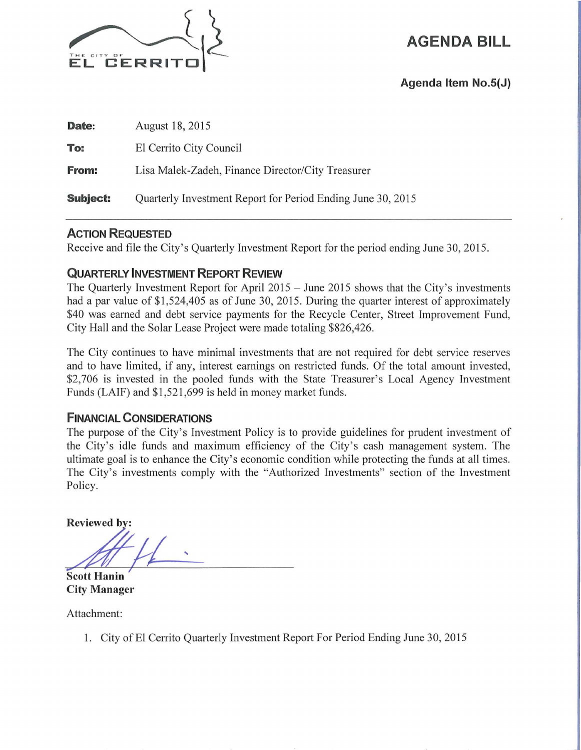THE CITY OF EL CERRITO

# AGENDA BILL

**Agenda Item No.5(J)**

| | |
|---|---|
| **Date:** | August 18, 2015 |
| **To:** | El Cerrito City Council |
| **From:** | Lisa Malek-Zadeh, Finance Director/City Treasurer |
| **Subject:** | Quarterly Investment Report for Period Ending June 30, 2015 |

## ACTION REQUESTED

Receive and file the City's Quarterly Investment Report for the period ending June 30, 2015.

## QUARTERLY INVESTMENT REPORT REVIEW

The Quarterly Investment Report for April 2015 – June 2015 shows that the City's investments had a par value of $1,524,405 as of June 30, 2015. During the quarter interest of approximately $40 was earned and debt service payments for the Recycle Center, Street Improvement Fund, City Hall and the Solar Lease Project were made totaling $826,426.

The City continues to have minimal investments that are not required for debt service reserves and to have limited, if any, interest earnings on restricted funds. Of the total amount invested, $2,706 is invested in the pooled funds with the State Treasurer's Local Agency Investment Funds (LAIF) and $1,521,699 is held in money market funds.

## FINANCIAL CONSIDERATIONS

The purpose of the City's Investment Policy is to provide guidelines for prudent investment of the City's idle funds and maximum efficiency of the City's cash management system. The ultimate goal is to enhance the City's economic condition while protecting the funds at all times. The City's investments comply with the "Authorized Investments" section of the Investment Policy.

**Reviewed by:**

**Scott Hanin**
**City Manager**

Attachment:

1. City of El Cerrito Quarterly Investment Report For Period Ending June 30, 2015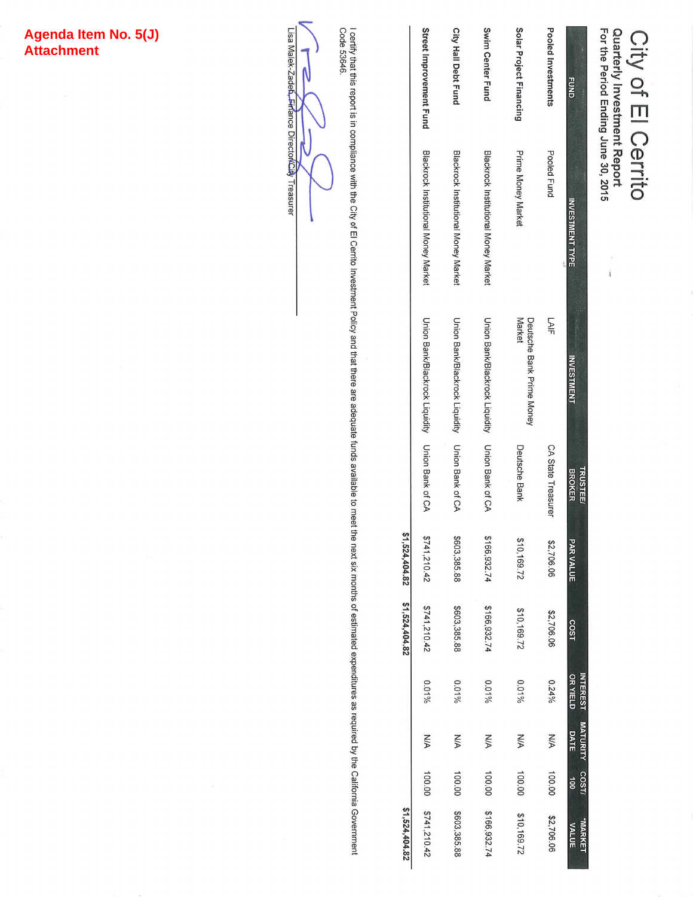**Agenda Item No. 5(J)**
**Attachment**

# City of El Cerrito

## Quarterly Investment Report

### For the Period Ending June 30, 2015

| FUND | INVESTMENT TYPE | INVESTMENT | TRUSTEE/ BROKER | PAR VALUE | COST | INTEREST OR YIELD | MATURITY DATE | COST/ 100 | *MARKET VALUE |
|---|---|---|---|---|---|---|---|---|---|
| **Pooled Investments** | Pooled Fund | LAIF | CA State Treasurer | $2,706.06 | $2,706.06 | 0.24% | N/A | 100.00 | $2,706.06 |
| **Solar Project Financing** | Prime Money Market | Deutsche Bank Prime Money Market | Deutsche Bank | $10,169.72 | $10,169.72 | 0.01% | N/A | 100.00 | $10,169.72 |
| **Swim Center Fund** | Blackrock Institutional Money Market | Union Bank/Blackrock Liquidity | Union Bank of CA | $166,932.74 | $166,932.74 | 0.01% | N/A | 100.00 | $166,932.74 |
| **City Hall Debt Fund** | Blackrock Institutional Money Market | Union Bank/Blackrock Liquidity | Union Bank of CA | $603,385.88 | $603,385.88 | 0.01% | N/A | 100.00 | $603,385.88 |
| **Street Improvement Fund** | Blackrock Institutional Money Market | Union Bank/Blackrock Liquidity | Union Bank of CA | $741,210.42 | $741,210.42 | 0.01% | N/A | 100.00 | $741,210.42 |
| | | | | **$1,524,404.82** | **$1,524,404.82** | | | | **$1,524,404.82** |

I certify that this report is in compliance with the City of El Cerrito Investment Policy and that there are adequate funds available to meet the next six months of estimated expenditures as required by the California Government Code 53646.

Lisa Malek-Zadeh, Finance Director/City Treasurer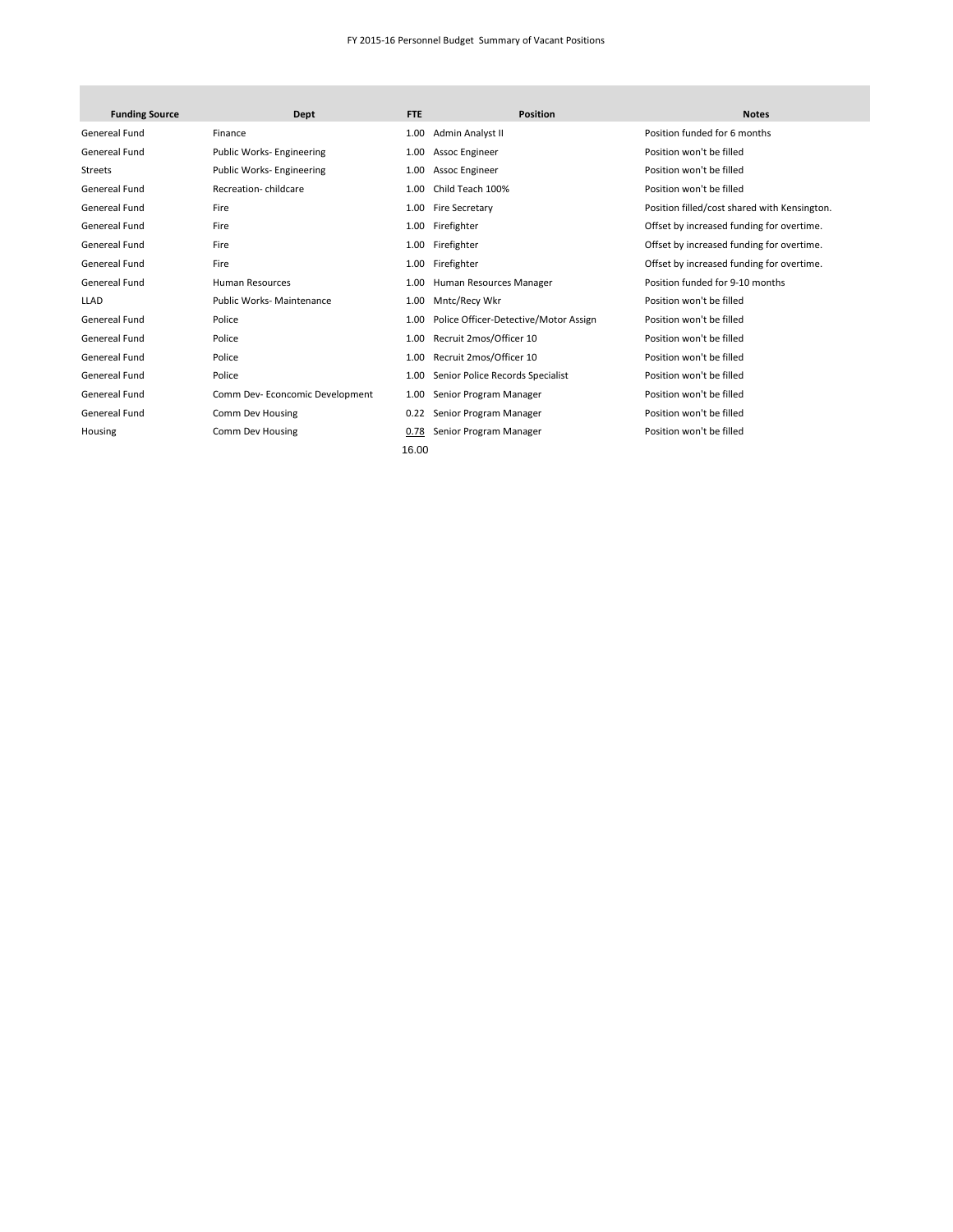FY 2015-16 Personnel Budget Summary of Vacant Positions

| Funding Source | Dept | FTE | Position | Notes |
|---|---|---|---|---|
| Genereal Fund | Finance | 1.00 | Admin Analyst II | Position funded for 6 months |
| Genereal Fund | Public Works- Engineering | 1.00 | Assoc Engineer | Position won't be filled |
| Streets | Public Works- Engineering | 1.00 | Assoc Engineer | Position won't be filled |
| Genereal Fund | Recreation- childcare | 1.00 | Child Teach 100% | Position won't be filled |
| Genereal Fund | Fire | 1.00 | Fire Secretary | Position filled/cost shared with Kensington. |
| Genereal Fund | Fire | 1.00 | Firefighter | Offset by increased funding for overtime. |
| Genereal Fund | Fire | 1.00 | Firefighter | Offset by increased funding for overtime. |
| Genereal Fund | Fire | 1.00 | Firefighter | Offset by increased funding for overtime. |
| Genereal Fund | Human Resources | 1.00 | Human Resources Manager | Position funded for 9-10 months |
| LLAD | Public Works- Maintenance | 1.00 | Mntc/Recy Wkr | Position won't be filled |
| Genereal Fund | Police | 1.00 | Police Officer-Detective/Motor Assign | Position won't be filled |
| Genereal Fund | Police | 1.00 | Recruit 2mos/Officer 10 | Position won't be filled |
| Genereal Fund | Police | 1.00 | Recruit 2mos/Officer 10 | Position won't be filled |
| Genereal Fund | Police | 1.00 | Senior Police Records Specialist | Position won't be filled |
| Genereal Fund | Comm Dev- Econcomic Development | 1.00 | Senior Program Manager | Position won't be filled |
| Genereal Fund | Comm Dev Housing | 0.22 | Senior Program Manager | Position won't be filled |
| Housing | Comm Dev Housing | 0.78 | Senior Program Manager | Position won't be filled |
| | | 16.00 | | |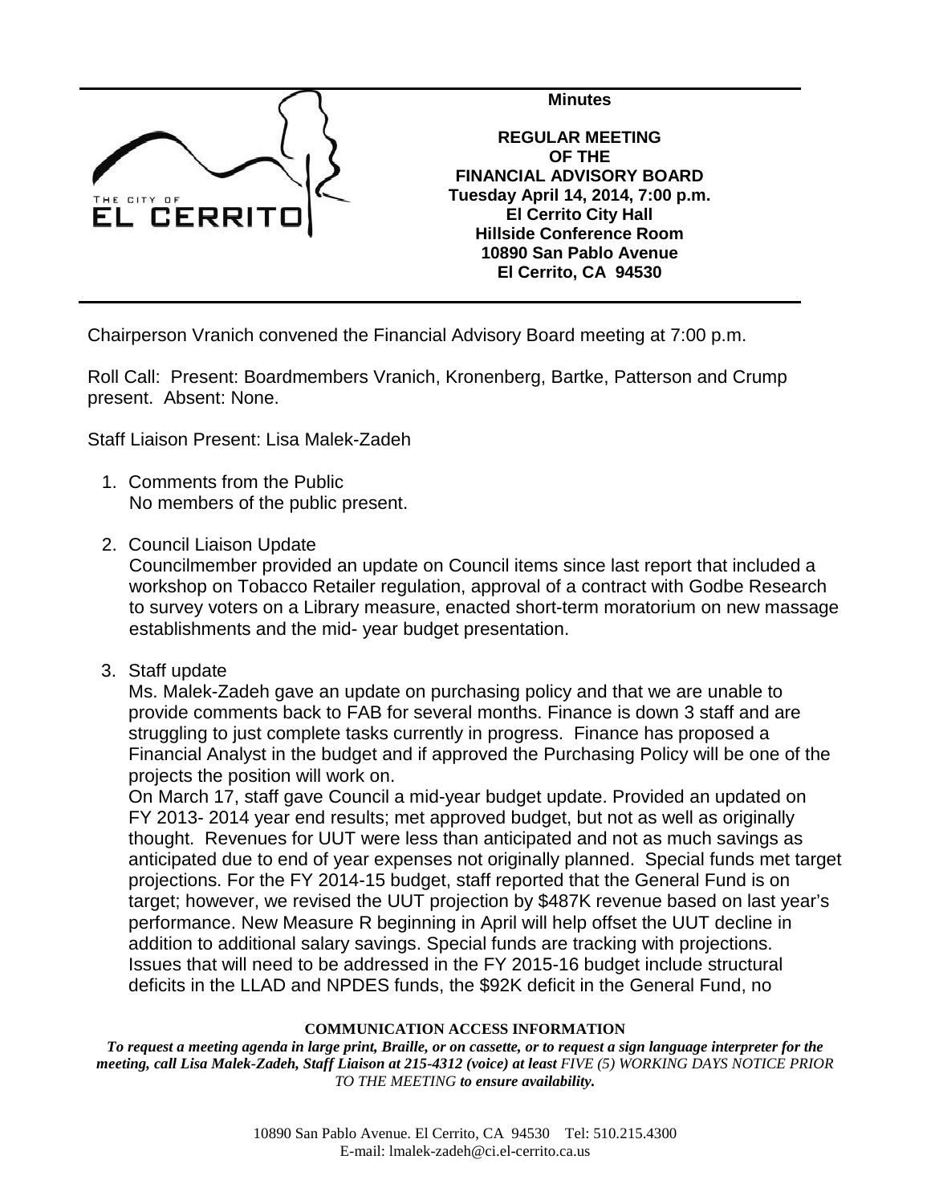**Minutes**

**REGULAR MEETING OF THE FINANCIAL ADVISORY BOARD**
**Tuesday April 14, 2014, 7:00 p.m.**
**El Cerrito City Hall**
**Hillside Conference Room**
**10890 San Pablo Avenue**
**El Cerrito, CA 94530**

Chairperson Vranich convened the Financial Advisory Board meeting at 7:00 p.m.

Roll Call: Present: Boardmembers Vranich, Kronenberg, Bartke, Patterson and Crump present. Absent: None.

Staff Liaison Present: Lisa Malek-Zadeh

1. Comments from the Public
   No members of the public present.

2. Council Liaison Update
   Councilmember provided an update on Council items since last report that included a workshop on Tobacco Retailer regulation, approval of a contract with Godbe Research to survey voters on a Library measure, enacted short-term moratorium on new massage establishments and the mid- year budget presentation.

3. Staff update
   Ms. Malek-Zadeh gave an update on purchasing policy and that we are unable to provide comments back to FAB for several months. Finance is down 3 staff and are struggling to just complete tasks currently in progress. Finance has proposed a Financial Analyst in the budget and if approved the Purchasing Policy will be one of the projects the position will work on.
   On March 17, staff gave Council a mid-year budget update. Provided an updated on FY 2013- 2014 year end results; met approved budget, but not as well as originally thought. Revenues for UUT were less than anticipated and not as much savings as anticipated due to end of year expenses not originally planned. Special funds met target projections. For the FY 2014-15 budget, staff reported that the General Fund is on target; however, we revised the UUT projection by $487K revenue based on last year's performance. New Measure R beginning in April will help offset the UUT decline in addition to additional salary savings. Special funds are tracking with projections. Issues that will need to be addressed in the FY 2015-16 budget include structural deficits in the LLAD and NPDES funds, the $92K deficit in the General Fund, no

**COMMUNICATION ACCESS INFORMATION**

***To request a meeting agenda in large print, Braille, or on cassette, or to request a sign language interpreter for the meeting, call Lisa Malek-Zadeh, Staff Liaison at 215-4312 (voice) at least*** *FIVE (5) WORKING DAYS NOTICE PRIOR TO THE MEETING* ***to ensure availability.***

10890 San Pablo Avenue. El Cerrito, CA 94530 Tel: 510.215.4300
E-mail: lmalek-zadeh@ci.el-cerrito.ca.us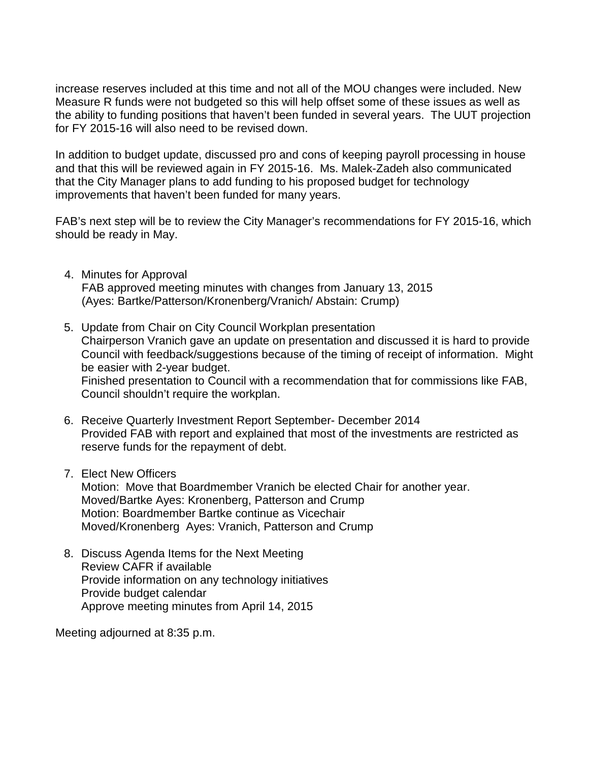increase reserves included at this time and not all of the MOU changes were included. New Measure R funds were not budgeted so this will help offset some of these issues as well as the ability to funding positions that haven't been funded in several years. The UUT projection for FY 2015-16 will also need to be revised down.

In addition to budget update, discussed pro and cons of keeping payroll processing in house and that this will be reviewed again in FY 2015-16. Ms. Malek-Zadeh also communicated that the City Manager plans to add funding to his proposed budget for technology improvements that haven't been funded for many years.

FAB's next step will be to review the City Manager's recommendations for FY 2015-16, which should be ready in May.

4. Minutes for Approval
   FAB approved meeting minutes with changes from January 13, 2015
   (Ayes: Bartke/Patterson/Kronenberg/Vranich/ Abstain: Crump)

5. Update from Chair on City Council Workplan presentation
   Chairperson Vranich gave an update on presentation and discussed it is hard to provide Council with feedback/suggestions because of the timing of receipt of information. Might be easier with 2-year budget.
   Finished presentation to Council with a recommendation that for commissions like FAB, Council shouldn't require the workplan.

6. Receive Quarterly Investment Report September- December 2014
   Provided FAB with report and explained that most of the investments are restricted as reserve funds for the repayment of debt.

7. Elect New Officers
   Motion: Move that Boardmember Vranich be elected Chair for another year.
   Moved/Bartke Ayes: Kronenberg, Patterson and Crump
   Motion: Boardmember Bartke continue as Vicechair
   Moved/Kronenberg Ayes: Vranich, Patterson and Crump

8. Discuss Agenda Items for the Next Meeting
   Review CAFR if available
   Provide information on any technology initiatives
   Provide budget calendar
   Approve meeting minutes from April 14, 2015

Meeting adjourned at 8:35 p.m.